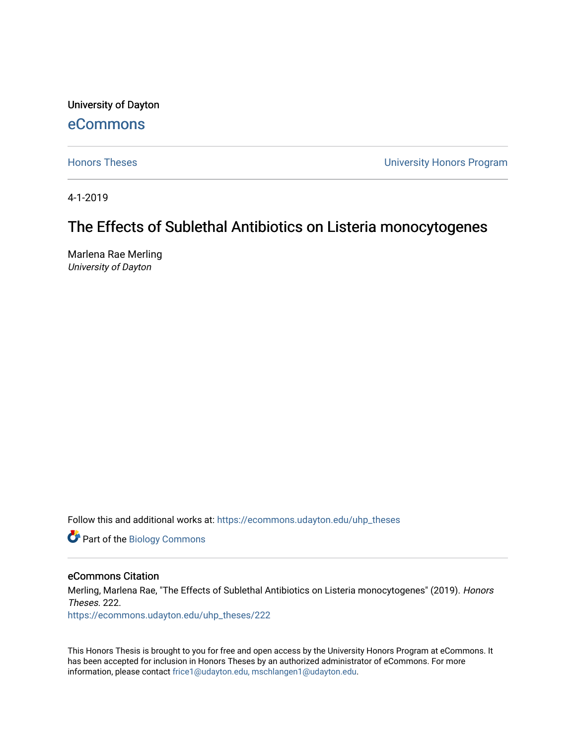University of Dayton

eCommons

Honors Theses

University Honors Program

4-1-2019

# The Effects of Sublethal Antibiotics on Listeria monocytogenes

Marlena Rae Merling
*University of Dayton*

Follow this and additional works at: https://ecommons.udayton.edu/uhp_theses

Part of the Biology Commons

## eCommons Citation

Merling, Marlena Rae, "The Effects of Sublethal Antibiotics on Listeria monocytogenes" (2019). *Honors Theses*. 222.
https://ecommons.udayton.edu/uhp_theses/222

This Honors Thesis is brought to you for free and open access by the University Honors Program at eCommons. It has been accepted for inclusion in Honors Theses by an authorized administrator of eCommons. For more information, please contact frice1@udayton.edu, mschlangen1@udayton.edu.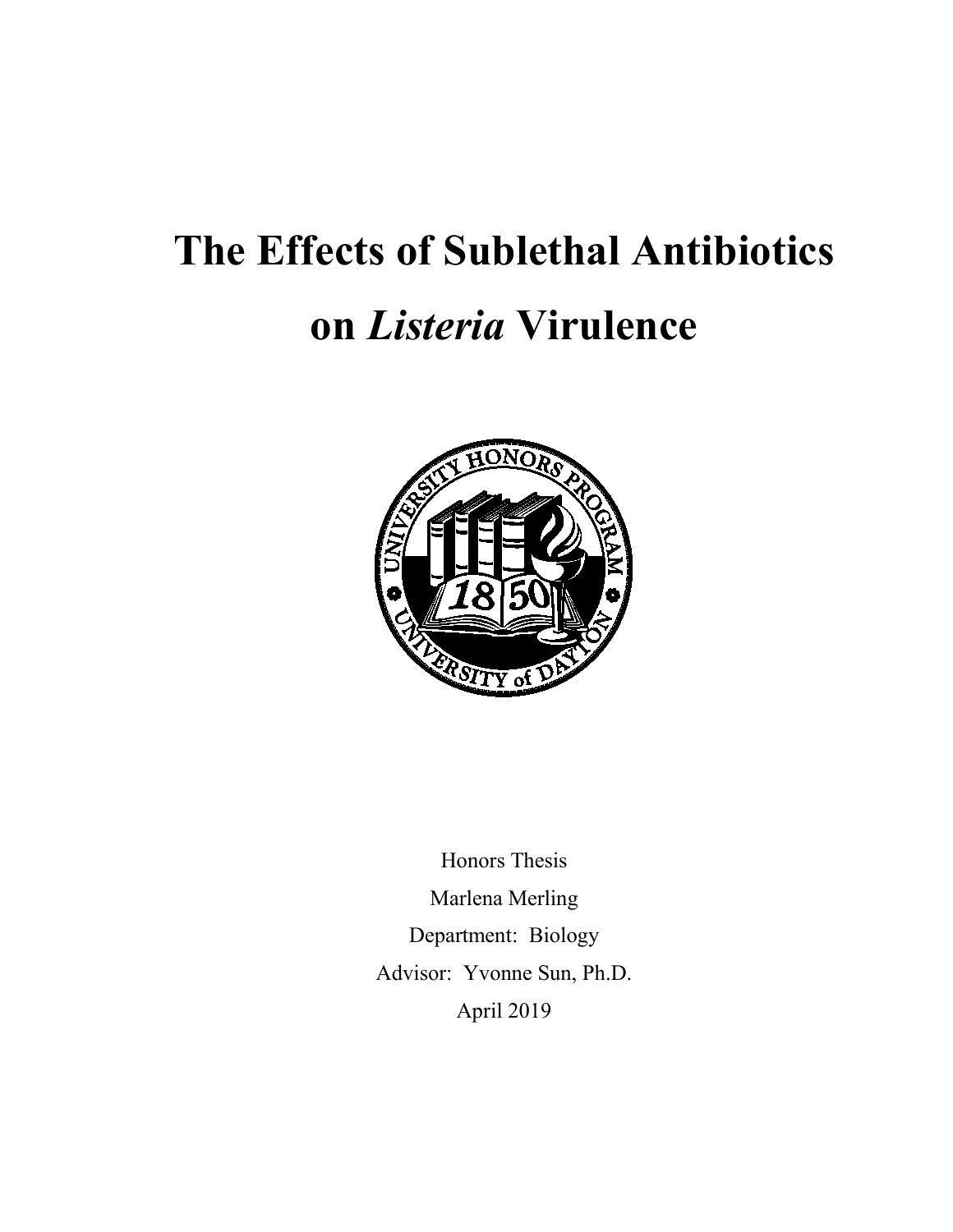# The Effects of Sublethal Antibiotics on *Listeria* Virulence

Honors Thesis

Marlena Merling

Department: Biology

Advisor: Yvonne Sun, Ph.D.

April 2019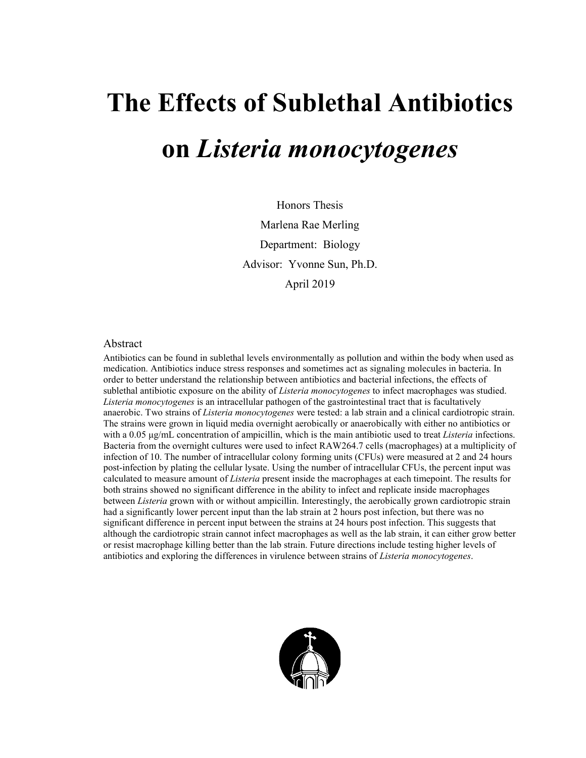# The Effects of Sublethal Antibiotics on *Listeria monocytogenes*

Honors Thesis

Marlena Rae Merling

Department: Biology

Advisor: Yvonne Sun, Ph.D.

April 2019

## Abstract

Antibiotics can be found in sublethal levels environmentally as pollution and within the body when used as medication. Antibiotics induce stress responses and sometimes act as signaling molecules in bacteria. In order to better understand the relationship between antibiotics and bacterial infections, the effects of sublethal antibiotic exposure on the ability of *Listeria monocytogenes* to infect macrophages was studied. *Listeria monocytogenes* is an intracellular pathogen of the gastrointestinal tract that is facultatively anaerobic. Two strains of *Listeria monocytogenes* were tested: a lab strain and a clinical cardiotropic strain. The strains were grown in liquid media overnight aerobically or anaerobically with either no antibiotics or with a 0.05 μg/mL concentration of ampicillin, which is the main antibiotic used to treat *Listeria* infections. Bacteria from the overnight cultures were used to infect RAW264.7 cells (macrophages) at a multiplicity of infection of 10. The number of intracellular colony forming units (CFUs) were measured at 2 and 24 hours post-infection by plating the cellular lysate. Using the number of intracellular CFUs, the percent input was calculated to measure amount of *Listeria* present inside the macrophages at each timepoint. The results for both strains showed no significant difference in the ability to infect and replicate inside macrophages between *Listeria* grown with or without ampicillin. Interestingly, the aerobically grown cardiotropic strain had a significantly lower percent input than the lab strain at 2 hours post infection, but there was no significant difference in percent input between the strains at 24 hours post infection. This suggests that although the cardiotropic strain cannot infect macrophages as well as the lab strain, it can either grow better or resist macrophage killing better than the lab strain. Future directions include testing higher levels of antibiotics and exploring the differences in virulence between strains of *Listeria monocytogenes*.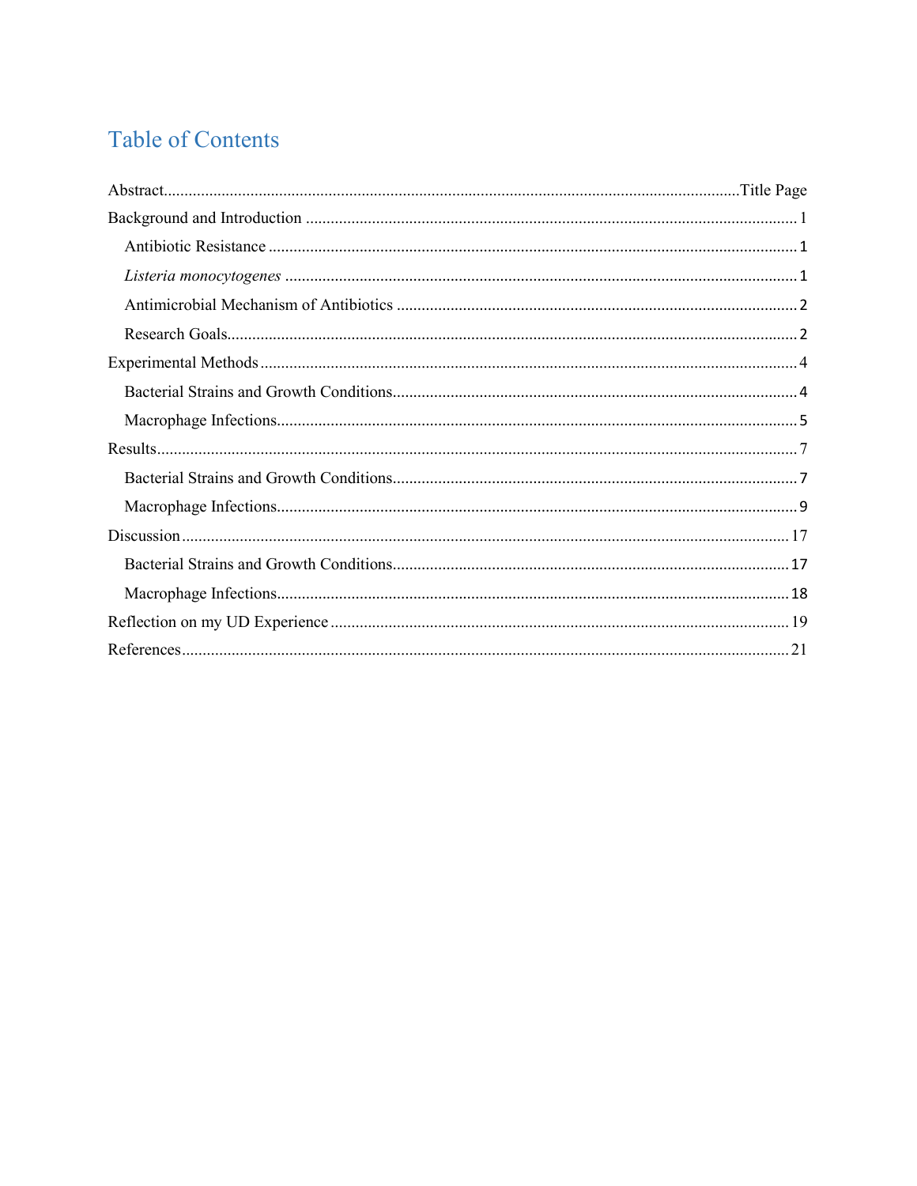# Table of Contents

Abstract.......................................................................................................................................Title Page

Background and Introduction ...................................................................................................... 1

- Antibiotic Resistance ............................................................................................................... 1
- *Listeria monocytogenes* .......................................................................................................... 1
- Antimicrobial Mechanism of Antibiotics ................................................................................. 2
- Research Goals........................................................................................................................ 2

Experimental Methods ................................................................................................................ 4

- Bacterial Strains and Growth Conditions................................................................................. 4
- Macrophage Infections............................................................................................................ 5

Results......................................................................................................................................... 7

- Bacterial Strains and Growth Conditions................................................................................. 7
- Macrophage Infections............................................................................................................ 9

Discussion .................................................................................................................................. 17

- Bacterial Strains and Growth Conditions............................................................................... 17
- Macrophage Infections........................................................................................................... 18

Reflection on my UD Experience .............................................................................................. 19

References.................................................................................................................................. 21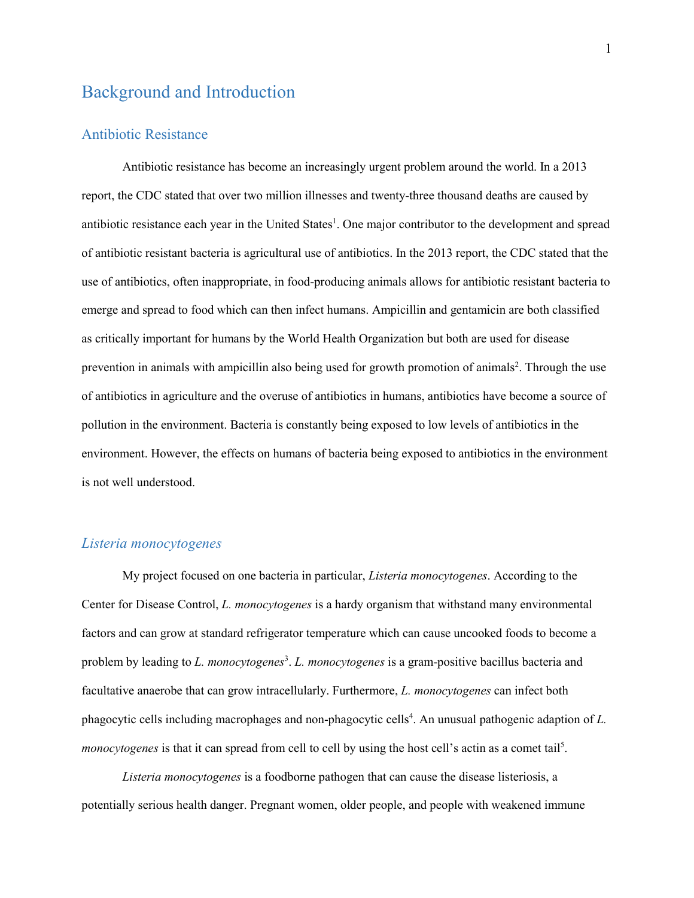# Background and Introduction

## Antibiotic Resistance

Antibiotic resistance has become an increasingly urgent problem around the world. In a 2013 report, the CDC stated that over two million illnesses and twenty-three thousand deaths are caused by antibiotic resistance each year in the United States[1]. One major contributor to the development and spread of antibiotic resistant bacteria is agricultural use of antibiotics. In the 2013 report, the CDC stated that the use of antibiotics, often inappropriate, in food-producing animals allows for antibiotic resistant bacteria to emerge and spread to food which can then infect humans. Ampicillin and gentamicin are both classified as critically important for humans by the World Health Organization but both are used for disease prevention in animals with ampicillin also being used for growth promotion of animals[2]. Through the use of antibiotics in agriculture and the overuse of antibiotics in humans, antibiotics have become a source of pollution in the environment. Bacteria is constantly being exposed to low levels of antibiotics in the environment. However, the effects on humans of bacteria being exposed to antibiotics in the environment is not well understood.

## *Listeria monocytogenes*

My project focused on one bacteria in particular, *Listeria monocytogenes*. According to the Center for Disease Control, *L. monocytogenes* is a hardy organism that withstand many environmental factors and can grow at standard refrigerator temperature which can cause uncooked foods to become a problem by leading to *L. monocytogenes*[3]. *L. monocytogenes* is a gram-positive bacillus bacteria and facultative anaerobe that can grow intracellularly. Furthermore, *L. monocytogenes* can infect both phagocytic cells including macrophages and non-phagocytic cells[4]. An unusual pathogenic adaption of *L. monocytogenes* is that it can spread from cell to cell by using the host cell's actin as a comet tail[5].

*Listeria monocytogenes* is a foodborne pathogen that can cause the disease listeriosis, a potentially serious health danger. Pregnant women, older people, and people with weakened immune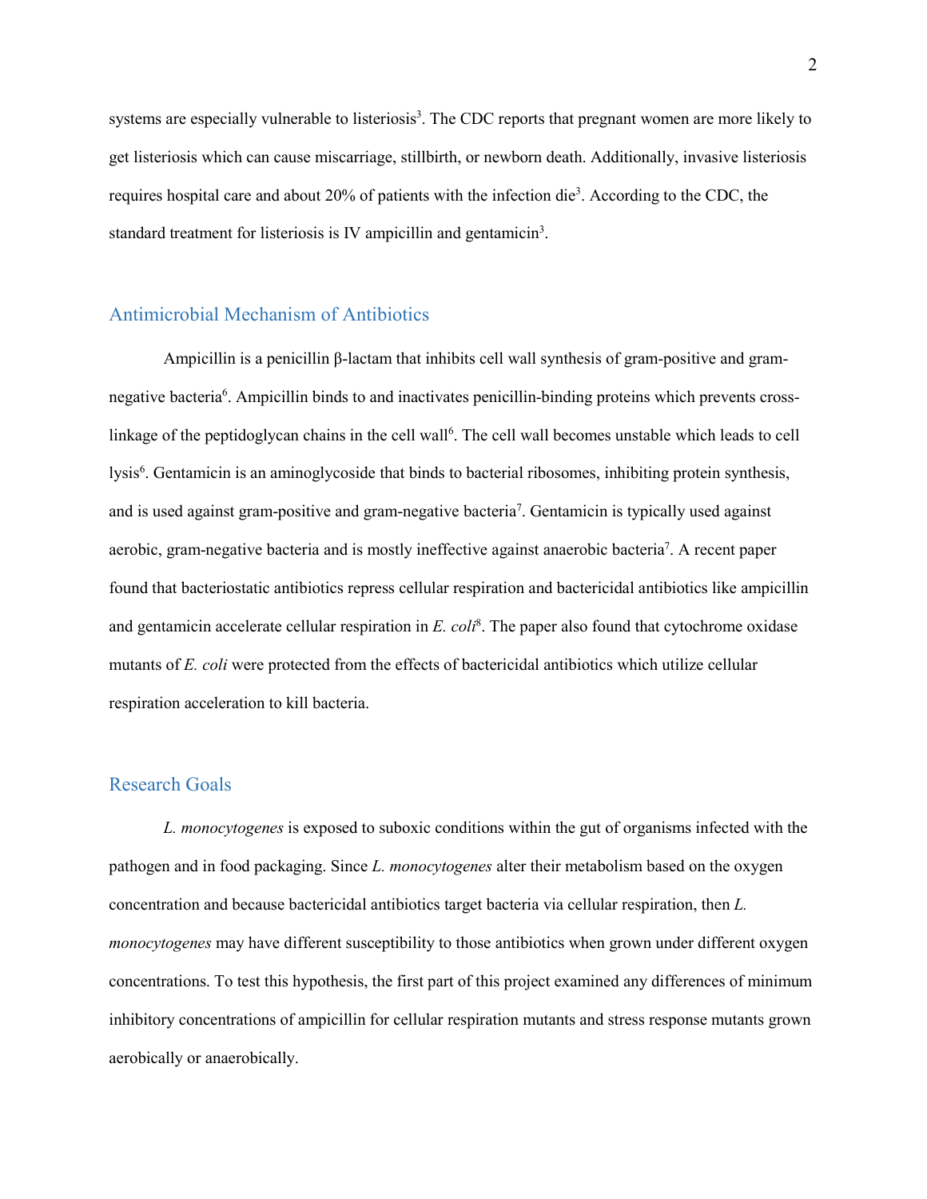systems are especially vulnerable to listeriosis[3]. The CDC reports that pregnant women are more likely to get listeriosis which can cause miscarriage, stillbirth, or newborn death. Additionally, invasive listeriosis requires hospital care and about 20% of patients with the infection die[3]. According to the CDC, the standard treatment for listeriosis is IV ampicillin and gentamicin[3].

## Antimicrobial Mechanism of Antibiotics

Ampicillin is a penicillin β-lactam that inhibits cell wall synthesis of gram-positive and gram-negative bacteria[6]. Ampicillin binds to and inactivates penicillin-binding proteins which prevents cross-linkage of the peptidoglycan chains in the cell wall[6]. The cell wall becomes unstable which leads to cell lysis[6]. Gentamicin is an aminoglycoside that binds to bacterial ribosomes, inhibiting protein synthesis, and is used against gram-positive and gram-negative bacteria[7]. Gentamicin is typically used against aerobic, gram-negative bacteria and is mostly ineffective against anaerobic bacteria[7]. A recent paper found that bacteriostatic antibiotics repress cellular respiration and bactericidal antibiotics like ampicillin and gentamicin accelerate cellular respiration in *E. coli*[8]. The paper also found that cytochrome oxidase mutants of *E. coli* were protected from the effects of bactericidal antibiotics which utilize cellular respiration acceleration to kill bacteria.

## Research Goals

*L. monocytogenes* is exposed to suboxic conditions within the gut of organisms infected with the pathogen and in food packaging. Since *L. monocytogenes* alter their metabolism based on the oxygen concentration and because bactericidal antibiotics target bacteria via cellular respiration, then *L. monocytogenes* may have different susceptibility to those antibiotics when grown under different oxygen concentrations. To test this hypothesis, the first part of this project examined any differences of minimum inhibitory concentrations of ampicillin for cellular respiration mutants and stress response mutants grown aerobically or anaerobically.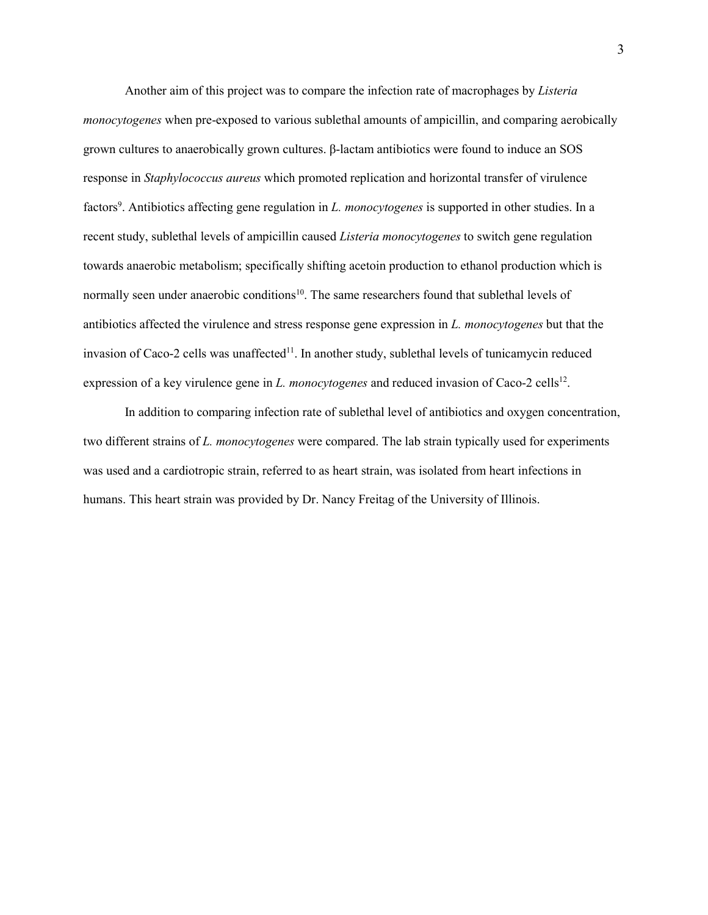Another aim of this project was to compare the infection rate of macrophages by *Listeria monocytogenes* when pre-exposed to various sublethal amounts of ampicillin, and comparing aerobically grown cultures to anaerobically grown cultures. β-lactam antibiotics were found to induce an SOS response in *Staphylococcus aureus* which promoted replication and horizontal transfer of virulence factors[9]. Antibiotics affecting gene regulation in *L. monocytogenes* is supported in other studies. In a recent study, sublethal levels of ampicillin caused *Listeria monocytogenes* to switch gene regulation towards anaerobic metabolism; specifically shifting acetoin production to ethanol production which is normally seen under anaerobic conditions[10]. The same researchers found that sublethal levels of antibiotics affected the virulence and stress response gene expression in *L. monocytogenes* but that the invasion of Caco-2 cells was unaffected[11]. In another study, sublethal levels of tunicamycin reduced expression of a key virulence gene in *L. monocytogenes* and reduced invasion of Caco-2 cells[12].

In addition to comparing infection rate of sublethal level of antibiotics and oxygen concentration, two different strains of *L. monocytogenes* were compared. The lab strain typically used for experiments was used and a cardiotropic strain, referred to as heart strain, was isolated from heart infections in humans. This heart strain was provided by Dr. Nancy Freitag of the University of Illinois.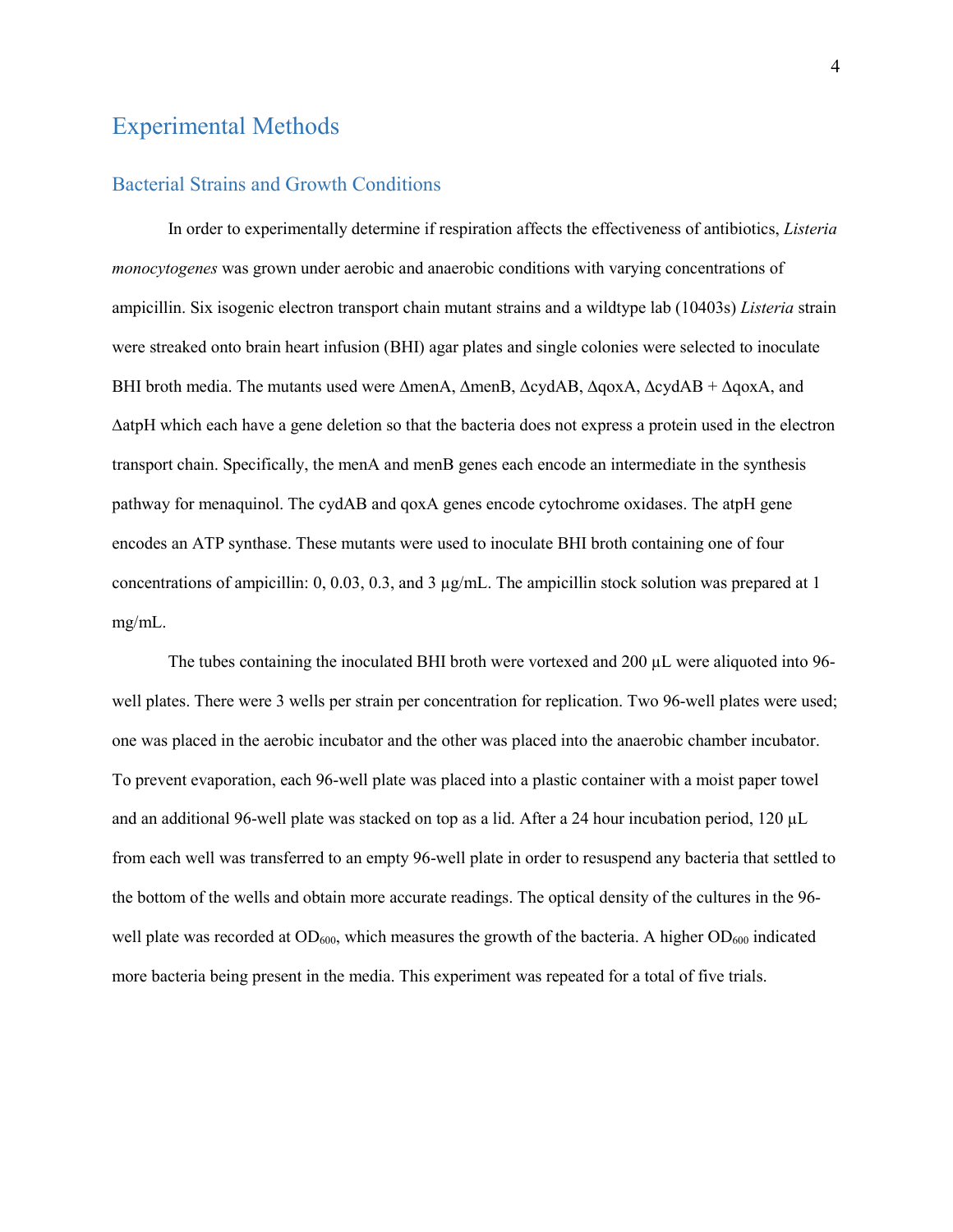# Experimental Methods

## Bacterial Strains and Growth Conditions

In order to experimentally determine if respiration affects the effectiveness of antibiotics, *Listeria monocytogenes* was grown under aerobic and anaerobic conditions with varying concentrations of ampicillin. Six isogenic electron transport chain mutant strains and a wildtype lab (10403s) *Listeria* strain were streaked onto brain heart infusion (BHI) agar plates and single colonies were selected to inoculate BHI broth media. The mutants used were ΔmenA, ΔmenB, ΔcydAB, ΔqoxA, ΔcydAB + ΔqoxA, and ΔatpH which each have a gene deletion so that the bacteria does not express a protein used in the electron transport chain. Specifically, the menA and menB genes each encode an intermediate in the synthesis pathway for menaquinol. The cydAB and qoxA genes encode cytochrome oxidases. The atpH gene encodes an ATP synthase. These mutants were used to inoculate BHI broth containing one of four concentrations of ampicillin: 0, 0.03, 0.3, and 3 µg/mL. The ampicillin stock solution was prepared at 1 mg/mL.

The tubes containing the inoculated BHI broth were vortexed and 200 µL were aliquoted into 96-well plates. There were 3 wells per strain per concentration for replication. Two 96-well plates were used; one was placed in the aerobic incubator and the other was placed into the anaerobic chamber incubator. To prevent evaporation, each 96-well plate was placed into a plastic container with a moist paper towel and an additional 96-well plate was stacked on top as a lid. After a 24 hour incubation period, 120 µL from each well was transferred to an empty 96-well plate in order to resuspend any bacteria that settled to the bottom of the wells and obtain more accurate readings. The optical density of the cultures in the 96-well plate was recorded at $OD_{600}$, which measures the growth of the bacteria. A higher $OD_{600}$ indicated more bacteria being present in the media. This experiment was repeated for a total of five trials.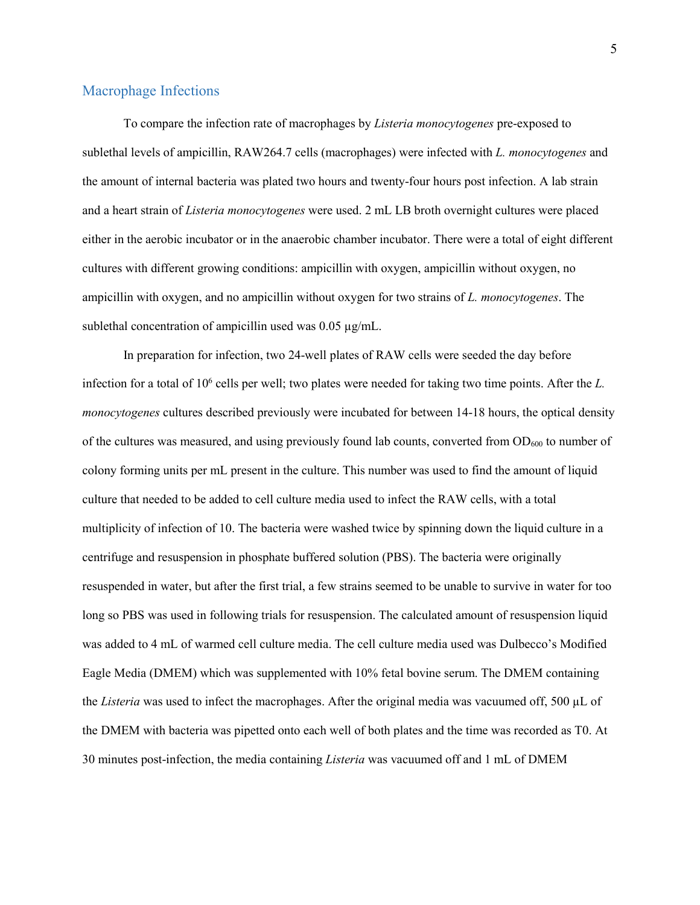## Macrophage Infections

To compare the infection rate of macrophages by *Listeria monocytogenes* pre-exposed to sublethal levels of ampicillin, RAW264.7 cells (macrophages) were infected with *L. monocytogenes* and the amount of internal bacteria was plated two hours and twenty-four hours post infection. A lab strain and a heart strain of *Listeria monocytogenes* were used. 2 mL LB broth overnight cultures were placed either in the aerobic incubator or in the anaerobic chamber incubator. There were a total of eight different cultures with different growing conditions: ampicillin with oxygen, ampicillin without oxygen, no ampicillin with oxygen, and no ampicillin without oxygen for two strains of *L. monocytogenes*. The sublethal concentration of ampicillin used was 0.05 µg/mL.

In preparation for infection, two 24-well plates of RAW cells were seeded the day before infection for a total of $10^6$ cells per well; two plates were needed for taking two time points. After the *L. monocytogenes* cultures described previously were incubated for between 14-18 hours, the optical density of the cultures was measured, and using previously found lab counts, converted from $OD_{600}$ to number of colony forming units per mL present in the culture. This number was used to find the amount of liquid culture that needed to be added to cell culture media used to infect the RAW cells, with a total multiplicity of infection of 10. The bacteria were washed twice by spinning down the liquid culture in a centrifuge and resuspension in phosphate buffered solution (PBS). The bacteria were originally resuspended in water, but after the first trial, a few strains seemed to be unable to survive in water for too long so PBS was used in following trials for resuspension. The calculated amount of resuspension liquid was added to 4 mL of warmed cell culture media. The cell culture media used was Dulbecco's Modified Eagle Media (DMEM) which was supplemented with 10% fetal bovine serum. The DMEM containing the *Listeria* was used to infect the macrophages. After the original media was vacuumed off, 500 µL of the DMEM with bacteria was pipetted onto each well of both plates and the time was recorded as T0. At 30 minutes post-infection, the media containing *Listeria* was vacuumed off and 1 mL of DMEM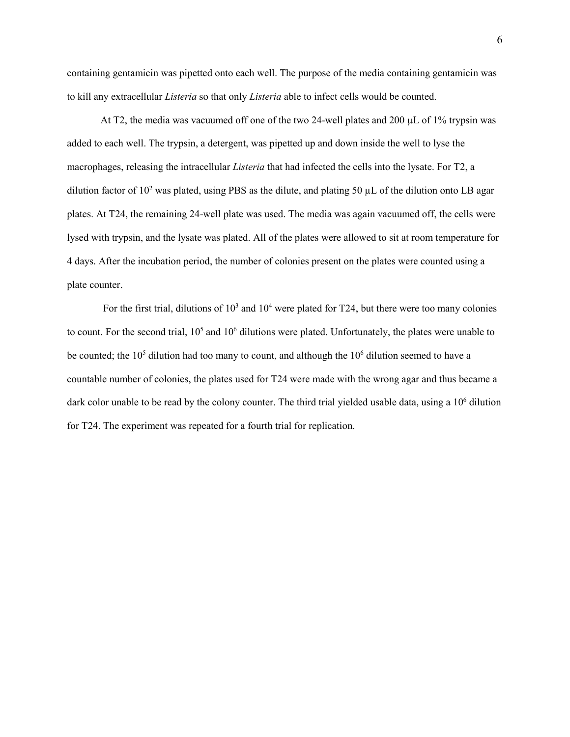containing gentamicin was pipetted onto each well. The purpose of the media containing gentamicin was to kill any extracellular *Listeria* so that only *Listeria* able to infect cells would be counted.

At T2, the media was vacuumed off one of the two 24-well plates and 200 µL of 1% trypsin was added to each well. The trypsin, a detergent, was pipetted up and down inside the well to lyse the macrophages, releasing the intracellular *Listeria* that had infected the cells into the lysate. For T2, a dilution factor of $10^2$ was plated, using PBS as the dilute, and plating 50 µL of the dilution onto LB agar plates. At T24, the remaining 24-well plate was used. The media was again vacuumed off, the cells were lysed with trypsin, and the lysate was plated. All of the plates were allowed to sit at room temperature for 4 days. After the incubation period, the number of colonies present on the plates were counted using a plate counter.

For the first trial, dilutions of $10^3$ and $10^4$ were plated for T24, but there were too many colonies to count. For the second trial, $10^5$ and $10^6$ dilutions were plated. Unfortunately, the plates were unable to be counted; the $10^5$ dilution had too many to count, and although the $10^6$ dilution seemed to have a countable number of colonies, the plates used for T24 were made with the wrong agar and thus became a dark color unable to be read by the colony counter. The third trial yielded usable data, using a $10^6$ dilution for T24. The experiment was repeated for a fourth trial for replication.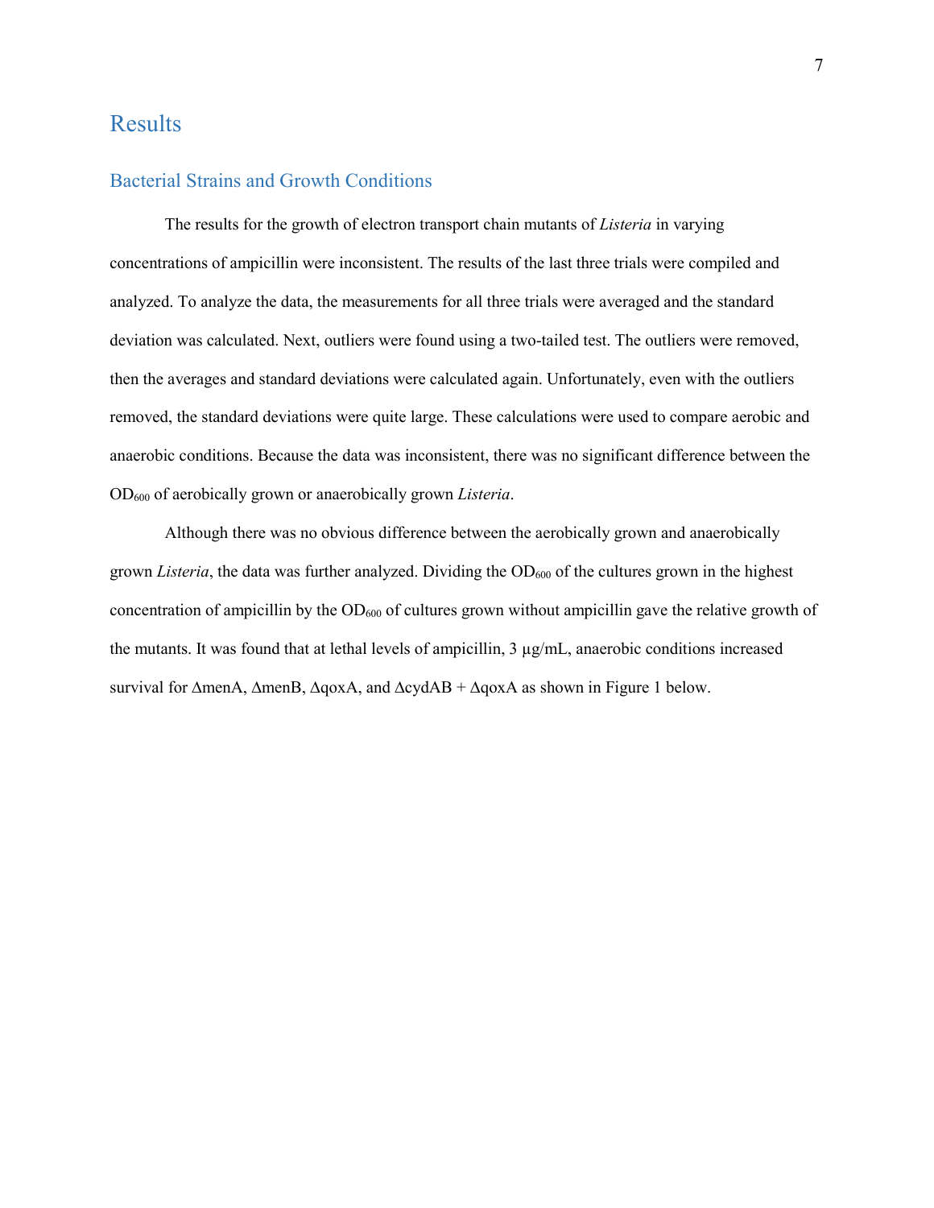# Results

## Bacterial Strains and Growth Conditions

The results for the growth of electron transport chain mutants of *Listeria* in varying concentrations of ampicillin were inconsistent. The results of the last three trials were compiled and analyzed. To analyze the data, the measurements for all three trials were averaged and the standard deviation was calculated. Next, outliers were found using a two-tailed test. The outliers were removed, then the averages and standard deviations were calculated again. Unfortunately, even with the outliers removed, the standard deviations were quite large. These calculations were used to compare aerobic and anaerobic conditions. Because the data was inconsistent, there was no significant difference between the $OD_{600}$ of aerobically grown or anaerobically grown *Listeria*.

Although there was no obvious difference between the aerobically grown and anaerobically grown *Listeria*, the data was further analyzed. Dividing the $OD_{600}$ of the cultures grown in the highest concentration of ampicillin by the $OD_{600}$ of cultures grown without ampicillin gave the relative growth of the mutants. It was found that at lethal levels of ampicillin, 3 µg/mL, anaerobic conditions increased survival for ΔmenA, ΔmenB, ΔqoxA, and ΔcydAB + ΔqoxA as shown in Figure 1 below.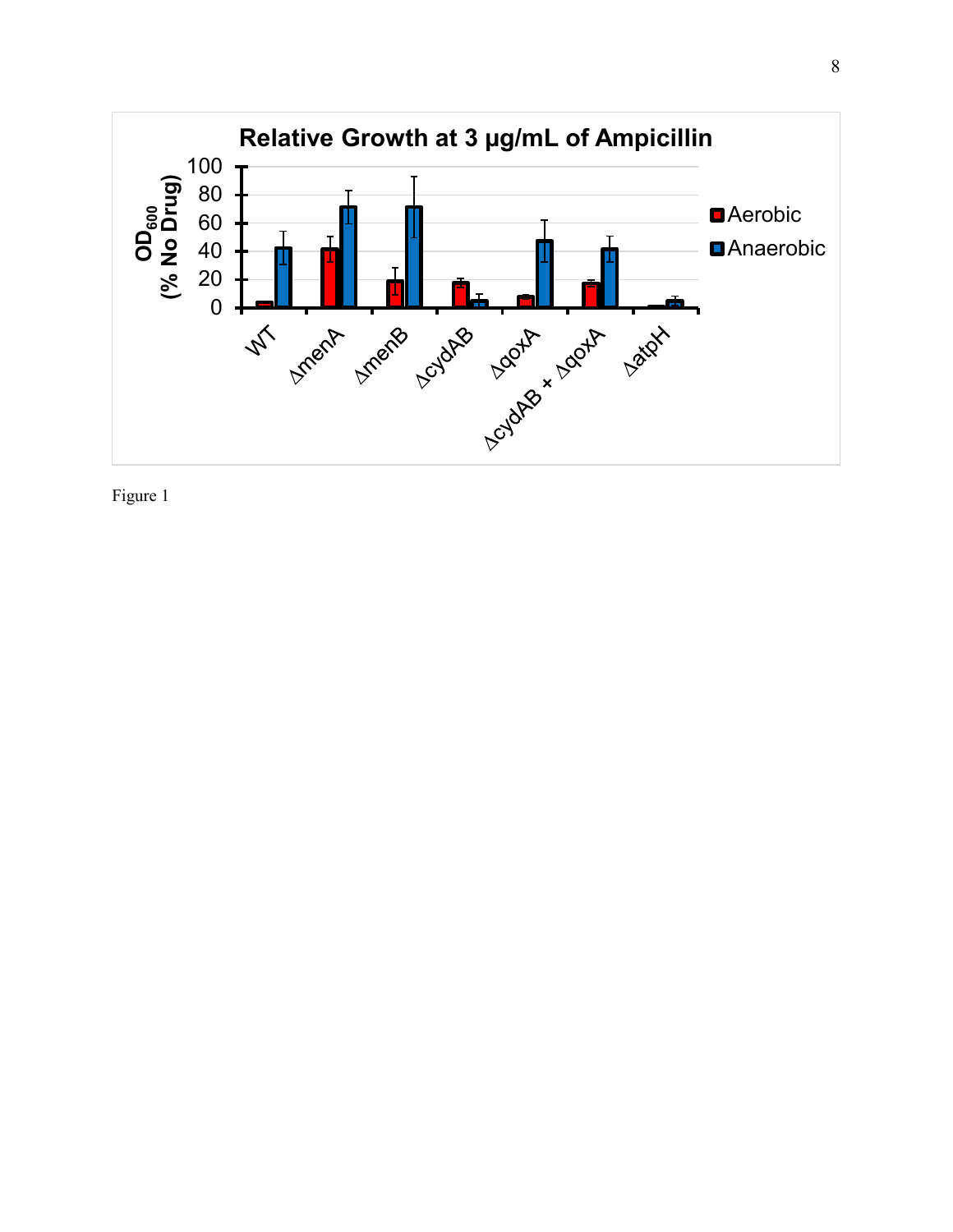Figure 1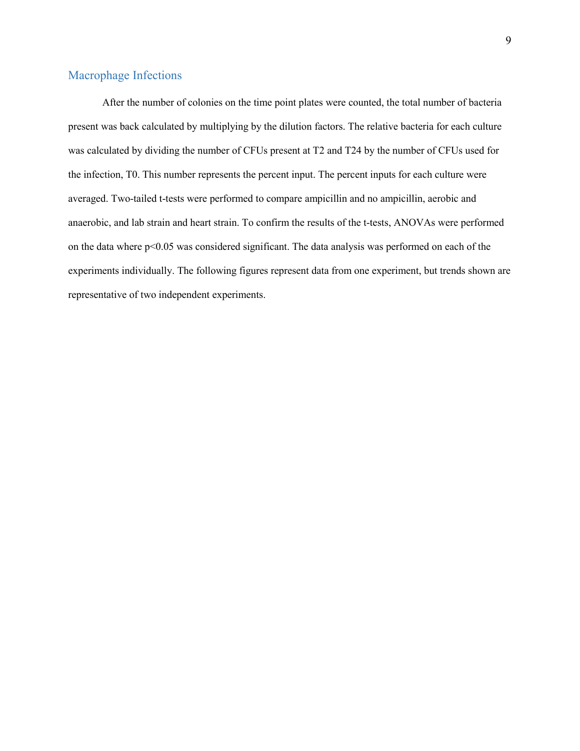## Macrophage Infections

After the number of colonies on the time point plates were counted, the total number of bacteria present was back calculated by multiplying by the dilution factors. The relative bacteria for each culture was calculated by dividing the number of CFUs present at T2 and T24 by the number of CFUs used for the infection, T0. This number represents the percent input. The percent inputs for each culture were averaged. Two-tailed t-tests were performed to compare ampicillin and no ampicillin, aerobic and anaerobic, and lab strain and heart strain. To confirm the results of the t-tests, ANOVAs were performed on the data where $p<0.05$ was considered significant. The data analysis was performed on each of the experiments individually. The following figures represent data from one experiment, but trends shown are representative of two independent experiments.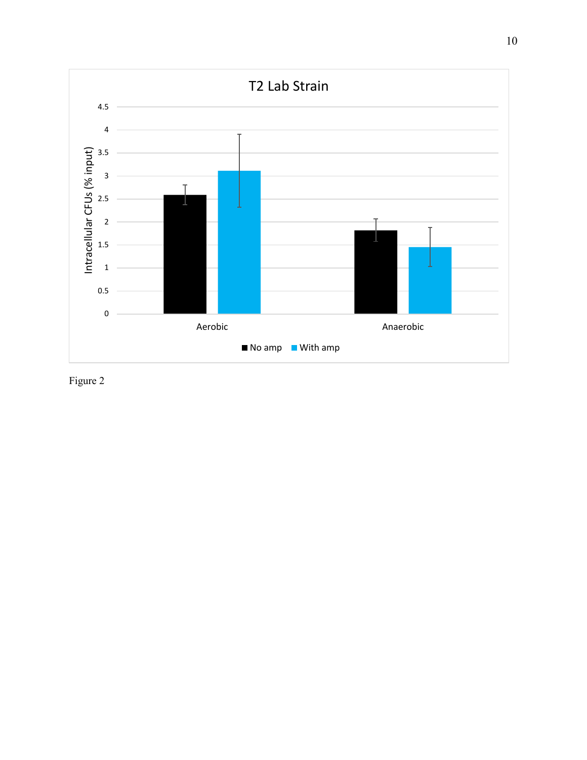Figure 2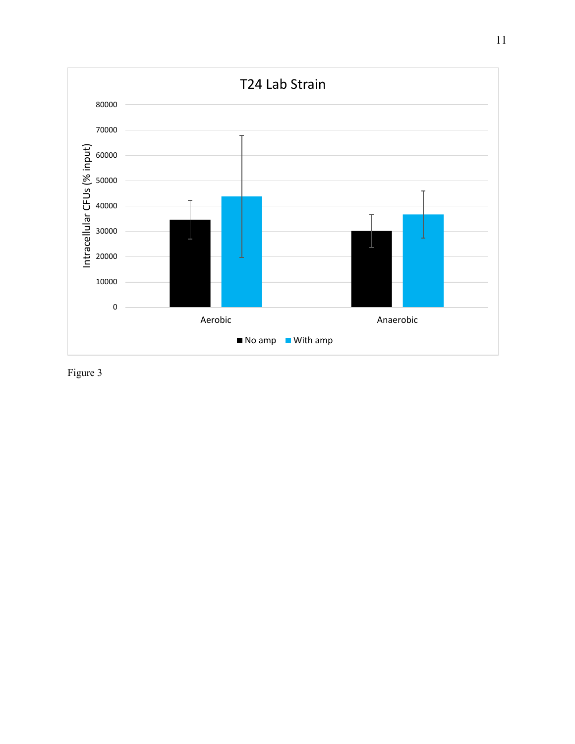Figure 3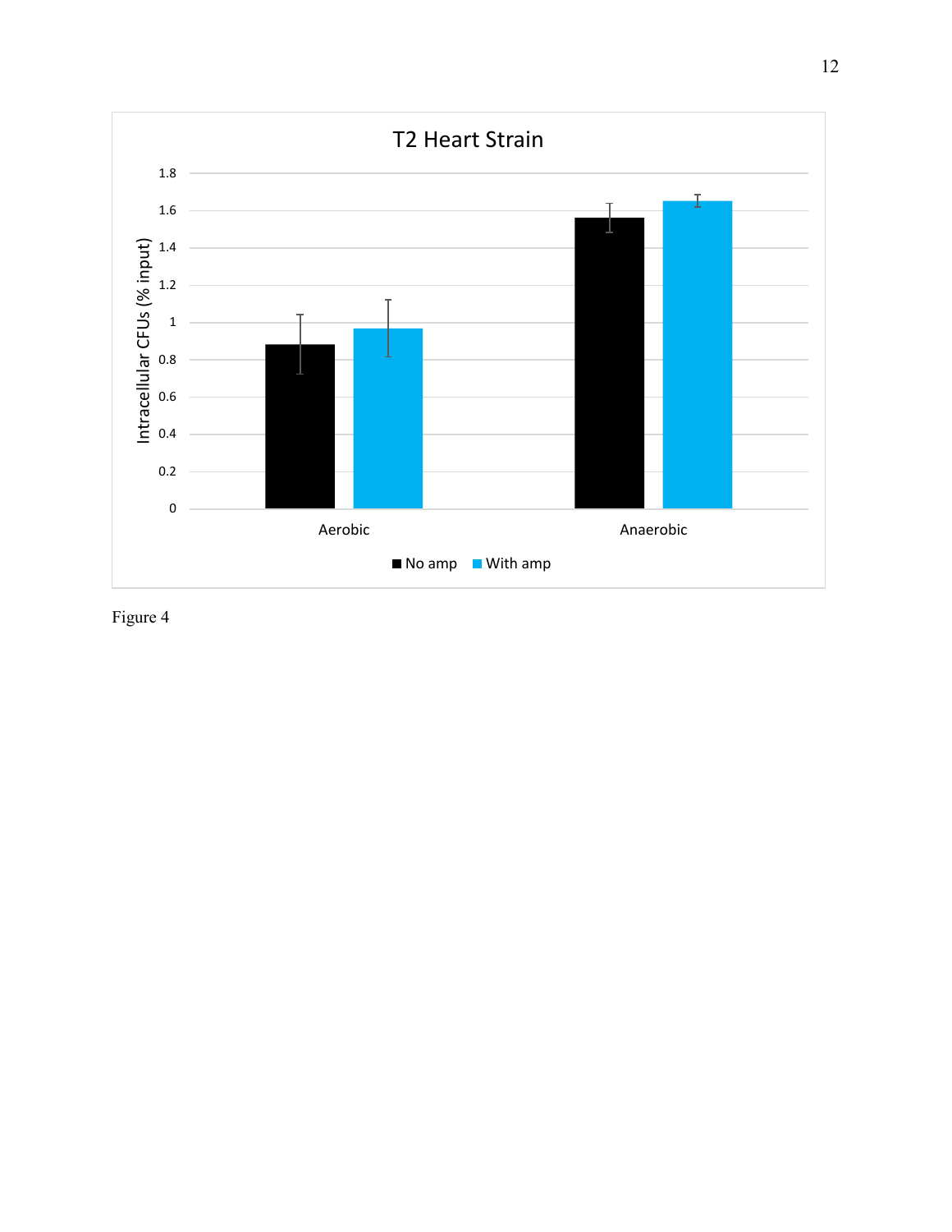T2 Heart Strain

Figure 4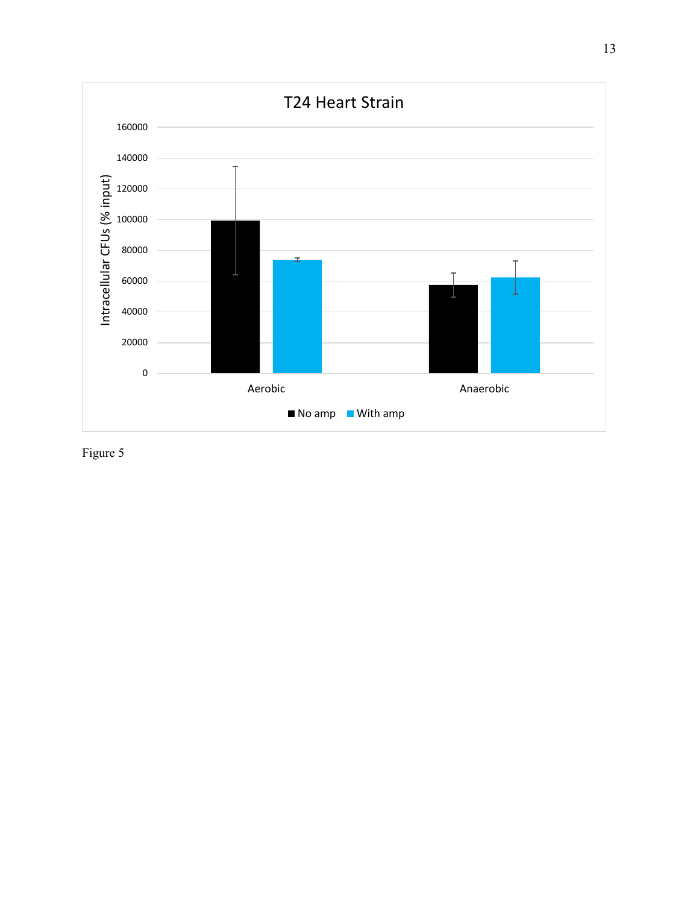Figure 5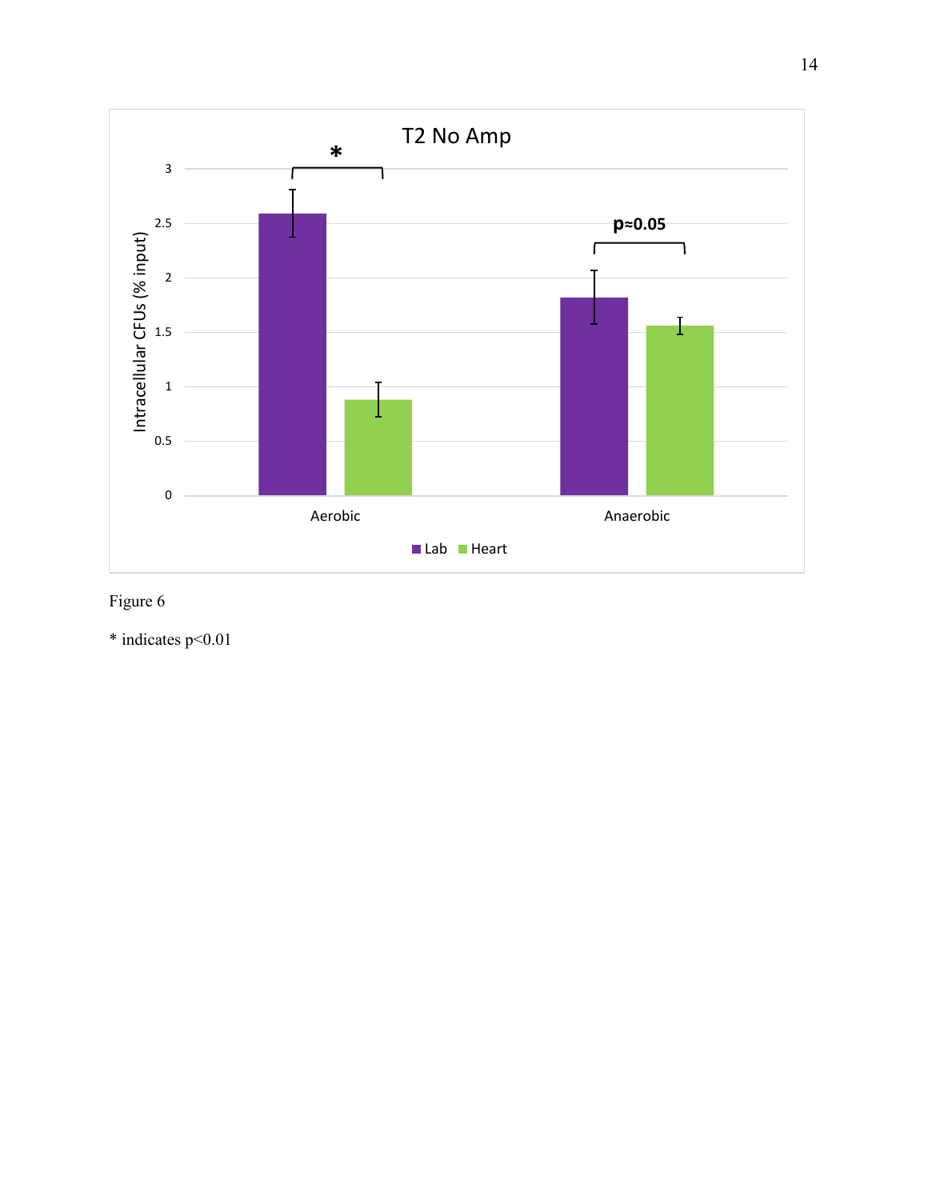Figure 6

* indicates $p<0.01$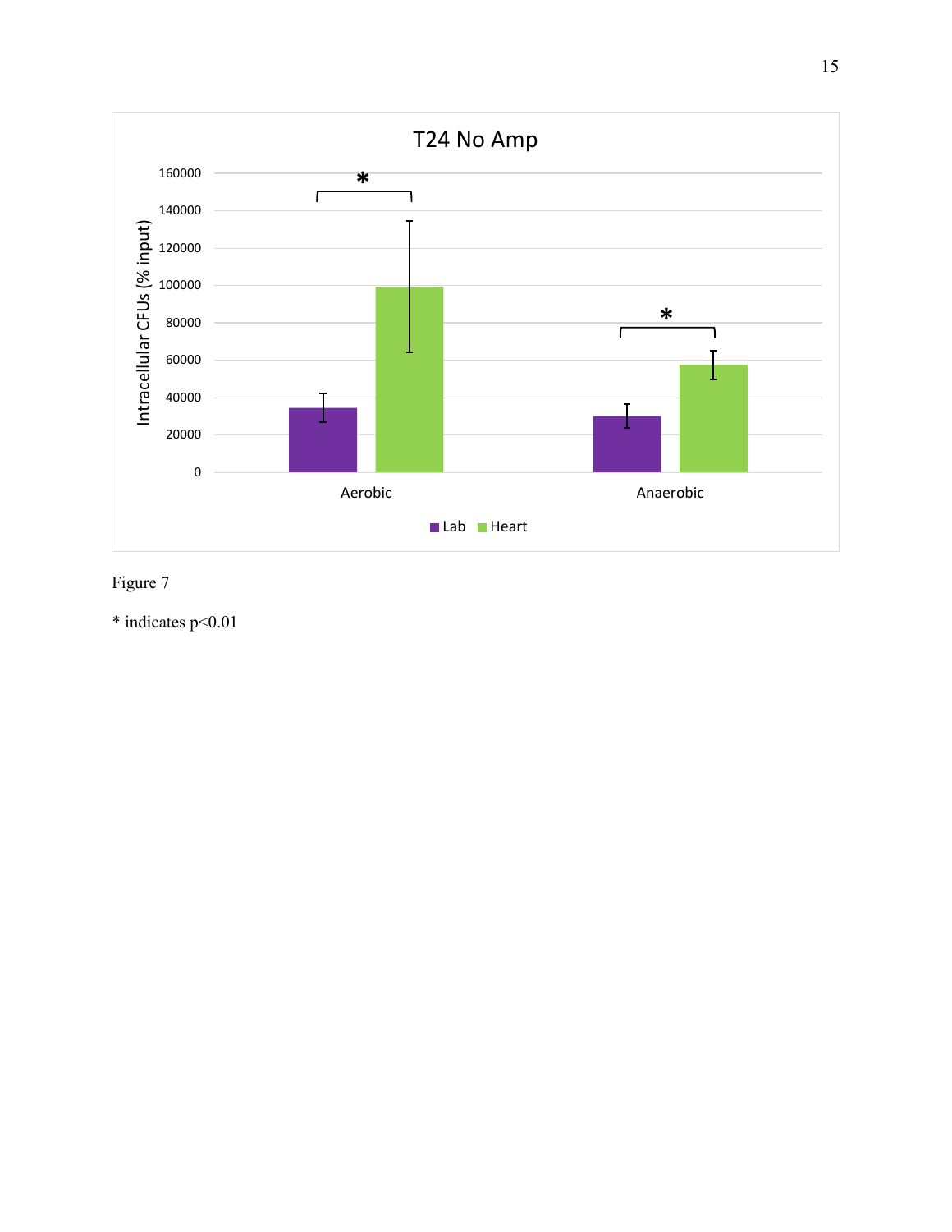Figure 7

* indicates $p<0.01$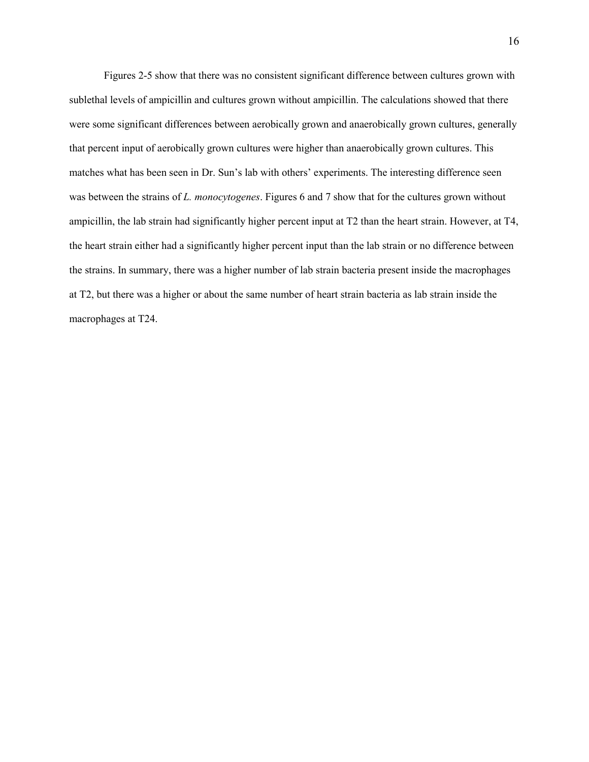Figures 2-5 show that there was no consistent significant difference between cultures grown with sublethal levels of ampicillin and cultures grown without ampicillin. The calculations showed that there were some significant differences between aerobically grown and anaerobically grown cultures, generally that percent input of aerobically grown cultures were higher than anaerobically grown cultures. This matches what has been seen in Dr. Sun's lab with others' experiments. The interesting difference seen was between the strains of *L. monocytogenes*. Figures 6 and 7 show that for the cultures grown without ampicillin, the lab strain had significantly higher percent input at T2 than the heart strain. However, at T4, the heart strain either had a significantly higher percent input than the lab strain or no difference between the strains. In summary, there was a higher number of lab strain bacteria present inside the macrophages at T2, but there was a higher or about the same number of heart strain bacteria as lab strain inside the macrophages at T24.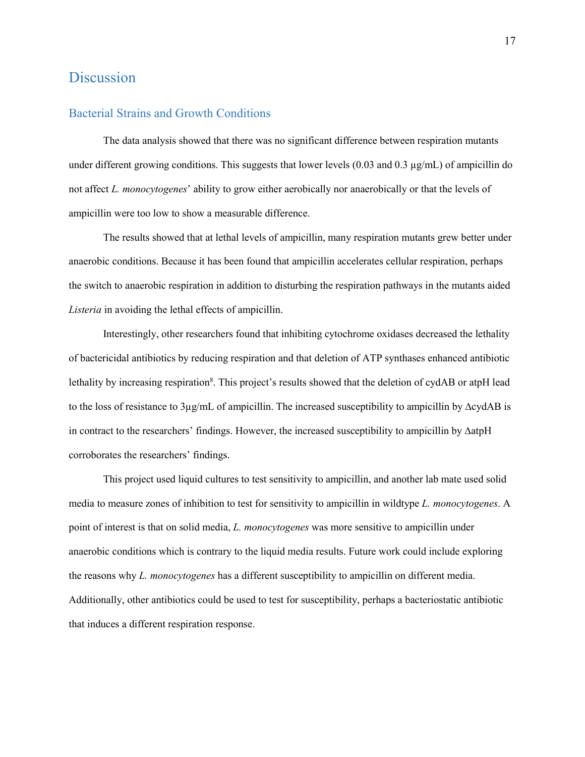# Discussion

## Bacterial Strains and Growth Conditions

The data analysis showed that there was no significant difference between respiration mutants under different growing conditions. This suggests that lower levels (0.03 and 0.3 µg/mL) of ampicillin do not affect *L. monocytogenes*' ability to grow either aerobically nor anaerobically or that the levels of ampicillin were too low to show a measurable difference.

The results showed that at lethal levels of ampicillin, many respiration mutants grew better under anaerobic conditions. Because it has been found that ampicillin accelerates cellular respiration, perhaps the switch to anaerobic respiration in addition to disturbing the respiration pathways in the mutants aided *Listeria* in avoiding the lethal effects of ampicillin.

Interestingly, other researchers found that inhibiting cytochrome oxidases decreased the lethality of bactericidal antibiotics by reducing respiration and that deletion of ATP synthases enhanced antibiotic lethality by increasing respiration[8]. This project's results showed that the deletion of cydAB or atpH lead to the loss of resistance to 3µg/mL of ampicillin. The increased susceptibility to ampicillin by ΔcydAB is in contract to the researchers' findings. However, the increased susceptibility to ampicillin by ΔatpH corroborates the researchers' findings.

This project used liquid cultures to test sensitivity to ampicillin, and another lab mate used solid media to measure zones of inhibition to test for sensitivity to ampicillin in wildtype *L. monocytogenes*. A point of interest is that on solid media, *L. monocytogenes* was more sensitive to ampicillin under anaerobic conditions which is contrary to the liquid media results. Future work could include exploring the reasons why *L. monocytogenes* has a different susceptibility to ampicillin on different media. Additionally, other antibiotics could be used to test for susceptibility, perhaps a bacteriostatic antibiotic that induces a different respiration response.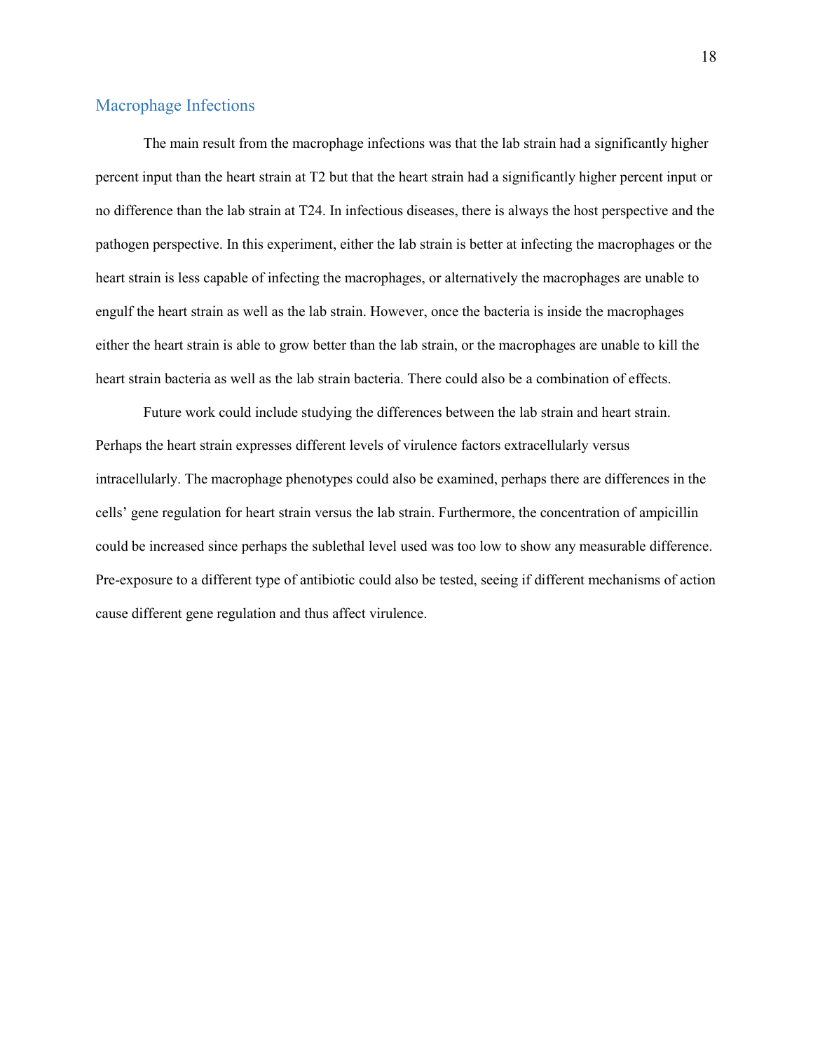## Macrophage Infections

The main result from the macrophage infections was that the lab strain had a significantly higher percent input than the heart strain at T2 but that the heart strain had a significantly higher percent input or no difference than the lab strain at T24. In infectious diseases, there is always the host perspective and the pathogen perspective. In this experiment, either the lab strain is better at infecting the macrophages or the heart strain is less capable of infecting the macrophages, or alternatively the macrophages are unable to engulf the heart strain as well as the lab strain. However, once the bacteria is inside the macrophages either the heart strain is able to grow better than the lab strain, or the macrophages are unable to kill the heart strain bacteria as well as the lab strain bacteria. There could also be a combination of effects.

Future work could include studying the differences between the lab strain and heart strain. Perhaps the heart strain expresses different levels of virulence factors extracellularly versus intracellularly. The macrophage phenotypes could also be examined, perhaps there are differences in the cells' gene regulation for heart strain versus the lab strain. Furthermore, the concentration of ampicillin could be increased since perhaps the sublethal level used was too low to show any measurable difference. Pre-exposure to a different type of antibiotic could also be tested, seeing if different mechanisms of action cause different gene regulation and thus affect virulence.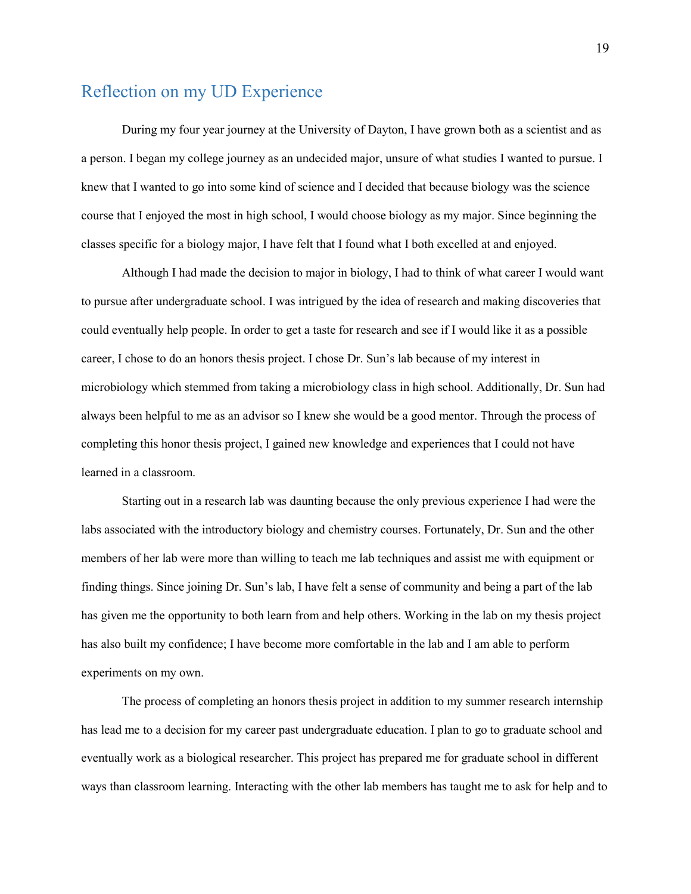## Reflection on my UD Experience

During my four year journey at the University of Dayton, I have grown both as a scientist and as a person. I began my college journey as an undecided major, unsure of what studies I wanted to pursue. I knew that I wanted to go into some kind of science and I decided that because biology was the science course that I enjoyed the most in high school, I would choose biology as my major. Since beginning the classes specific for a biology major, I have felt that I found what I both excelled at and enjoyed.

Although I had made the decision to major in biology, I had to think of what career I would want to pursue after undergraduate school. I was intrigued by the idea of research and making discoveries that could eventually help people. In order to get a taste for research and see if I would like it as a possible career, I chose to do an honors thesis project. I chose Dr. Sun's lab because of my interest in microbiology which stemmed from taking a microbiology class in high school. Additionally, Dr. Sun had always been helpful to me as an advisor so I knew she would be a good mentor. Through the process of completing this honor thesis project, I gained new knowledge and experiences that I could not have learned in a classroom.

Starting out in a research lab was daunting because the only previous experience I had were the labs associated with the introductory biology and chemistry courses. Fortunately, Dr. Sun and the other members of her lab were more than willing to teach me lab techniques and assist me with equipment or finding things. Since joining Dr. Sun's lab, I have felt a sense of community and being a part of the lab has given me the opportunity to both learn from and help others. Working in the lab on my thesis project has also built my confidence; I have become more comfortable in the lab and I am able to perform experiments on my own.

The process of completing an honors thesis project in addition to my summer research internship has lead me to a decision for my career past undergraduate education. I plan to go to graduate school and eventually work as a biological researcher. This project has prepared me for graduate school in different ways than classroom learning. Interacting with the other lab members has taught me to ask for help and to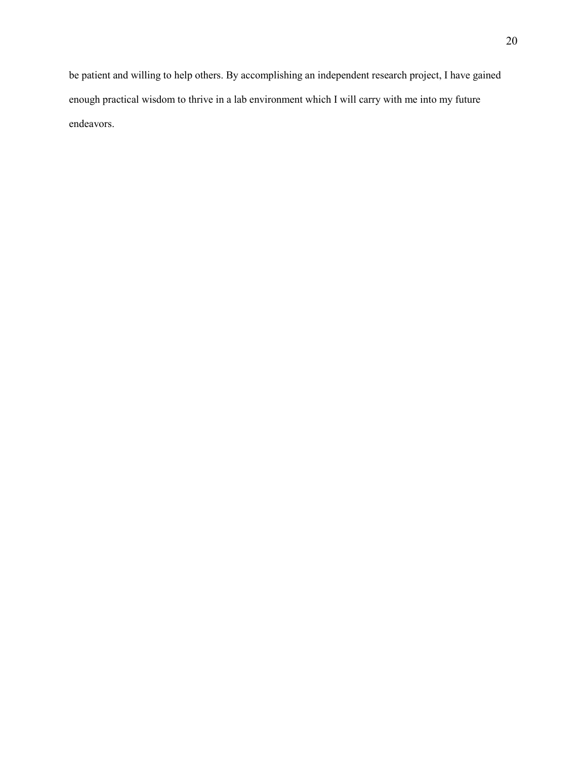be patient and willing to help others. By accomplishing an independent research project, I have gained enough practical wisdom to thrive in a lab environment which I will carry with me into my future endeavors.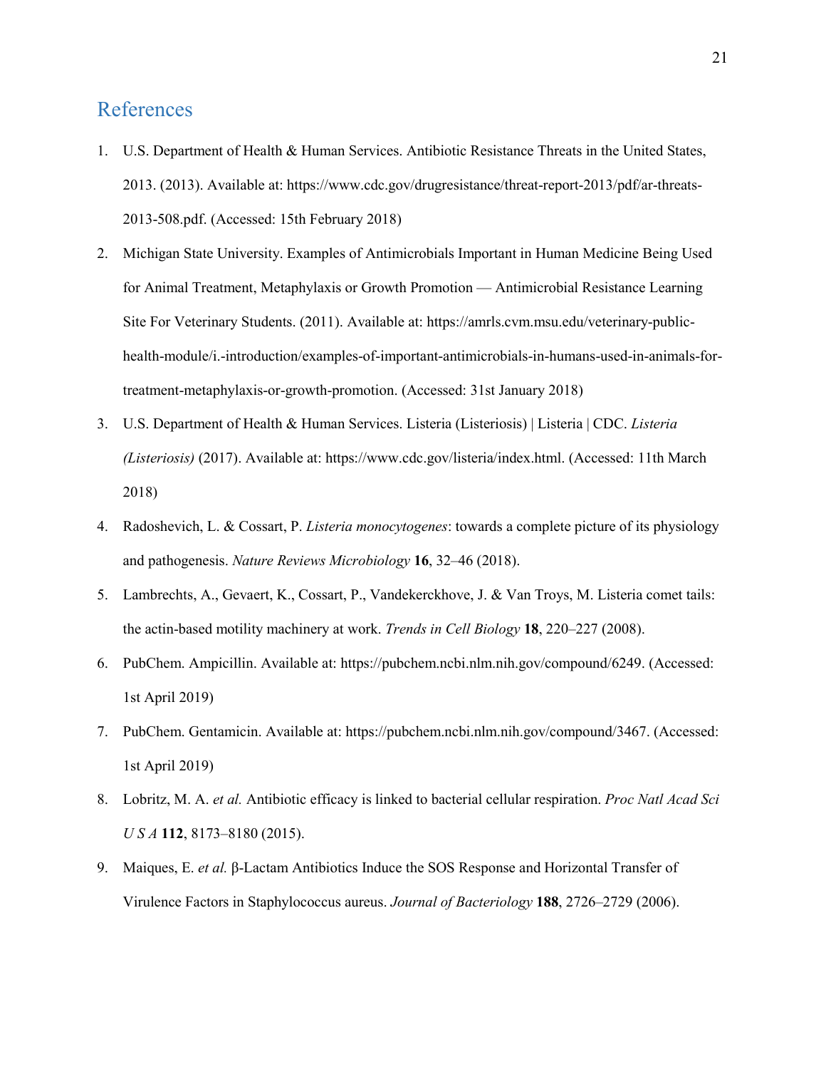## References

1. U.S. Department of Health & Human Services. Antibiotic Resistance Threats in the United States, 2013. (2013). Available at: https://www.cdc.gov/drugresistance/threat-report-2013/pdf/ar-threats-2013-508.pdf. (Accessed: 15th February 2018)
2. Michigan State University. Examples of Antimicrobials Important in Human Medicine Being Used for Animal Treatment, Metaphylaxis or Growth Promotion — Antimicrobial Resistance Learning Site For Veterinary Students. (2011). Available at: https://amrls.cvm.msu.edu/veterinary-public-health-module/i.-introduction/examples-of-important-antimicrobials-in-humans-used-in-animals-for-treatment-metaphylaxis-or-growth-promotion. (Accessed: 31st January 2018)
3. U.S. Department of Health & Human Services. Listeria (Listeriosis) | Listeria | CDC. *Listeria (Listeriosis)* (2017). Available at: https://www.cdc.gov/listeria/index.html. (Accessed: 11th March 2018)
4. Radoshevich, L. & Cossart, P. *Listeria monocytogenes*: towards a complete picture of its physiology and pathogenesis. *Nature Reviews Microbiology* **16**, 32–46 (2018).
5. Lambrechts, A., Gevaert, K., Cossart, P., Vandekerckhove, J. & Van Troys, M. Listeria comet tails: the actin-based motility machinery at work. *Trends in Cell Biology* **18**, 220–227 (2008).
6. PubChem. Ampicillin. Available at: https://pubchem.ncbi.nlm.nih.gov/compound/6249. (Accessed: 1st April 2019)
7. PubChem. Gentamicin. Available at: https://pubchem.ncbi.nlm.nih.gov/compound/3467. (Accessed: 1st April 2019)
8. Lobritz, M. A. *et al.* Antibiotic efficacy is linked to bacterial cellular respiration. *Proc Natl Acad Sci U S A* **112**, 8173–8180 (2015).
9. Maiques, E. *et al.* β-Lactam Antibiotics Induce the SOS Response and Horizontal Transfer of Virulence Factors in Staphylococcus aureus. *Journal of Bacteriology* **188**, 2726–2729 (2006).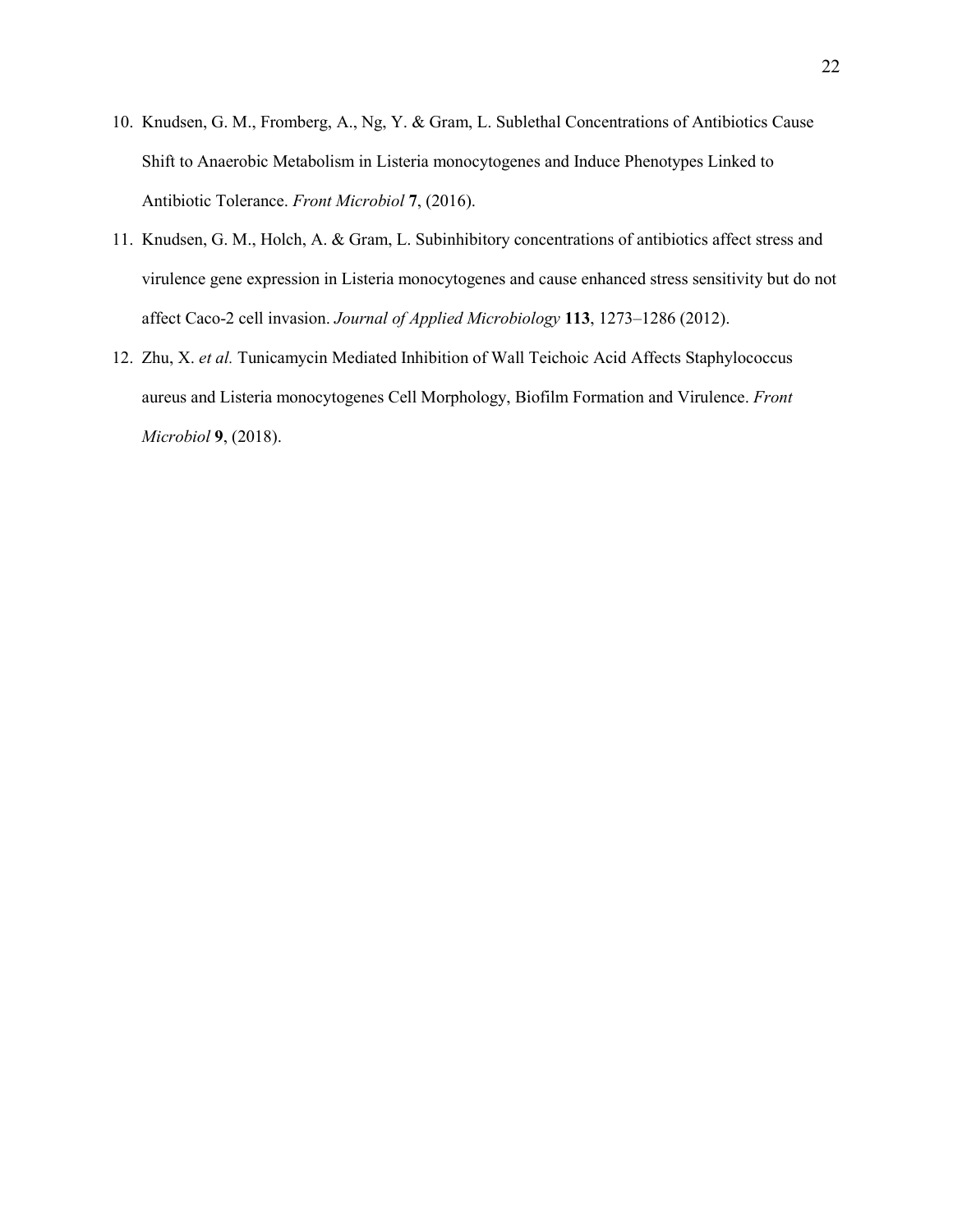10. Knudsen, G. M., Fromberg, A., Ng, Y. & Gram, L. Sublethal Concentrations of Antibiotics Cause Shift to Anaerobic Metabolism in Listeria monocytogenes and Induce Phenotypes Linked to Antibiotic Tolerance. *Front Microbiol* **7**, (2016).
11. Knudsen, G. M., Holch, A. & Gram, L. Subinhibitory concentrations of antibiotics affect stress and virulence gene expression in Listeria monocytogenes and cause enhanced stress sensitivity but do not affect Caco-2 cell invasion. *Journal of Applied Microbiology* **113**, 1273–1286 (2012).
12. Zhu, X. *et al.* Tunicamycin Mediated Inhibition of Wall Teichoic Acid Affects Staphylococcus aureus and Listeria monocytogenes Cell Morphology, Biofilm Formation and Virulence. *Front Microbiol* **9**, (2018).